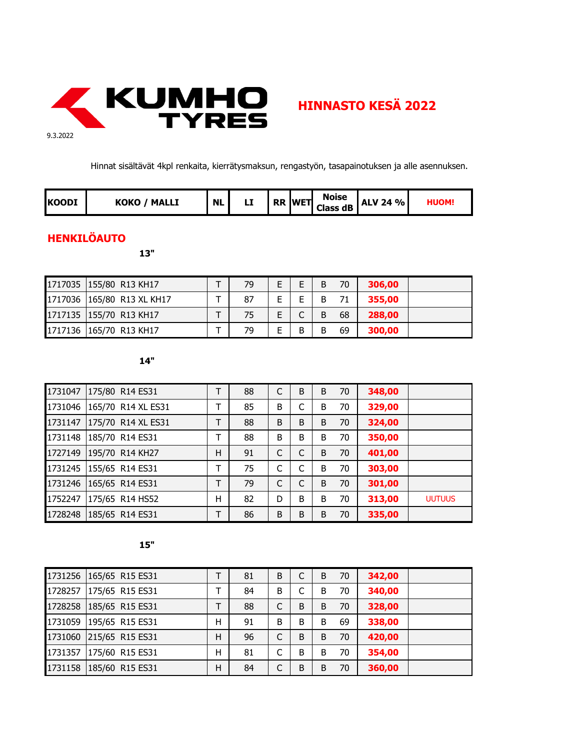KUMHO TYRES

# HINNASTO KESÄ 2022

9.3.2022

Hinnat sisältävät 4kpl renkaita, kierrätysmaksun, rengastyön, tasapainotuksen ja alle asennuksen.

## HENKILÖAUTO

### 13"

| KOODI | KOKO / MALLI | NL | LI | RR | WET | Noise Class | dB | ALV 24 % | HUOM! |
|---|---|---|---|---|---|---|---|---|---|
| 1717035 | 155/80 R13 KH17 | T | 79 | E | E | B | 70 | 306,00 | |
| 1717036 | 165/80 R13 XL KH17 | T | 87 | E | E | B | 71 | 355,00 | |
| 1717135 | 155/70 R13 KH17 | T | 75 | E | C | B | 68 | 288,00 | |
| 1717136 | 165/70 R13 KH17 | T | 79 | E | B | B | 69 | 300,00 | |

### 14"

| KOODI | KOKO / MALLI | NL | LI | RR | WET | Noise Class | dB | ALV 24 % | HUOM! |
|---|---|---|---|---|---|---|---|---|---|
| 1731047 | 175/80 R14 ES31 | T | 88 | C | B | B | 70 | 348,00 | |
| 1731046 | 165/70 R14 XL ES31 | T | 85 | B | C | B | 70 | 329,00 | |
| 1731147 | 175/70 R14 XL ES31 | T | 88 | B | B | B | 70 | 324,00 | |
| 1731148 | 185/70 R14 ES31 | T | 88 | B | B | B | 70 | 350,00 | |
| 1727149 | 195/70 R14 KH27 | H | 91 | C | C | B | 70 | 401,00 | |
| 1731245 | 155/65 R14 ES31 | T | 75 | C | C | B | 70 | 303,00 | |
| 1731246 | 165/65 R14 ES31 | T | 79 | C | C | B | 70 | 301,00 | |
| 1752247 | 175/65 R14 HS52 | H | 82 | D | B | B | 70 | 313,00 | UUTUUS |
| 1728248 | 185/65 R14 ES31 | T | 86 | B | B | B | 70 | 335,00 | |

### 15"

| KOODI | KOKO / MALLI | NL | LI | RR | WET | Noise Class | dB | ALV 24 % | HUOM! |
|---|---|---|---|---|---|---|---|---|---|
| 1731256 | 165/65 R15 ES31 | T | 81 | B | C | B | 70 | 342,00 | |
| 1728257 | 175/65 R15 ES31 | T | 84 | B | C | B | 70 | 340,00 | |
| 1728258 | 185/65 R15 ES31 | T | 88 | C | B | B | 70 | 328,00 | |
| 1731059 | 195/65 R15 ES31 | H | 91 | B | B | B | 69 | 338,00 | |
| 1731060 | 215/65 R15 ES31 | H | 96 | C | B | B | 70 | 420,00 | |
| 1731357 | 175/60 R15 ES31 | H | 81 | C | B | B | 70 | 354,00 | |
| 1731158 | 185/60 R15 ES31 | H | 84 | C | B | B | 70 | 360,00 | |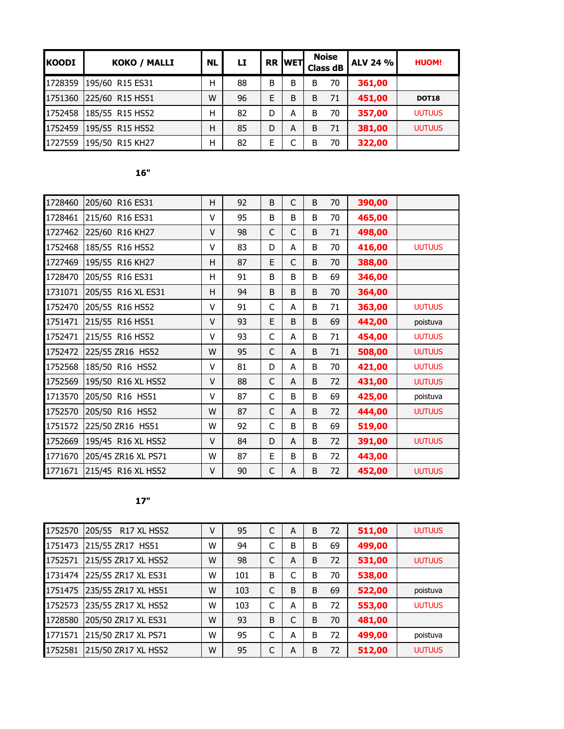| KOODI | KOKO / MALLI | NL | LI | RR | WET | Noise Class dB | | ALV 24 % | HUOM! |
|---|---|---|---|---|---|---|---|---|---|
| 1728359 | 195/60 R15 ES31 | H | 88 | B | B | B | 70 | 361,00 | |
| 1751360 | 225/60 R15 HS51 | W | 96 | E | B | B | 71 | 451,00 | DOT18 |
| 1752458 | 185/55 R15 HS52 | H | 82 | D | A | B | 70 | 357,00 | UUTUUS |
| 1752459 | 195/55 R15 HS52 | H | 85 | D | A | B | 71 | 381,00 | UUTUUS |
| 1727559 | 195/50 R15 KH27 | H | 82 | E | C | B | 70 | 322,00 | |

**16"**

| KOODI | KOKO / MALLI | NL | LI | RR | WET | Noise Class dB | | ALV 24 % | HUOM! |
|---|---|---|---|---|---|---|---|---|---|
| 1728460 | 205/60 R16 ES31 | H | 92 | B | C | B | 70 | 390,00 | |
| 1728461 | 215/60 R16 ES31 | V | 95 | B | B | B | 70 | 465,00 | |
| 1727462 | 225/60 R16 KH27 | V | 98 | C | C | B | 71 | 498,00 | |
| 1752468 | 185/55 R16 HS52 | V | 83 | D | A | B | 70 | 416,00 | UUTUUS |
| 1727469 | 195/55 R16 KH27 | H | 87 | E | C | B | 70 | 388,00 | |
| 1728470 | 205/55 R16 ES31 | H | 91 | B | B | B | 69 | 346,00 | |
| 1731071 | 205/55 R16 XL ES31 | H | 94 | B | B | B | 70 | 364,00 | |
| 1752470 | 205/55 R16 HS52 | V | 91 | C | A | B | 71 | 363,00 | UUTUUS |
| 1751471 | 215/55 R16 HS51 | V | 93 | E | B | B | 69 | 442,00 | poistuva |
| 1752471 | 215/55 R16 HS52 | V | 93 | C | A | B | 71 | 454,00 | UUTUUS |
| 1752472 | 225/55 ZR16 HS52 | W | 95 | C | A | B | 71 | 508,00 | UUTUUS |
| 1752568 | 185/50 R16 HS52 | V | 81 | D | A | B | 70 | 421,00 | UUTUUS |
| 1752569 | 195/50 R16 XL HS52 | V | 88 | C | A | B | 72 | 431,00 | UUTUUS |
| 1713570 | 205/50 R16 HS51 | V | 87 | C | B | B | 69 | 425,00 | poistuva |
| 1752570 | 205/50 R16 HS52 | W | 87 | C | A | B | 72 | 444,00 | UUTUUS |
| 1751572 | 225/50 ZR16 HS51 | W | 92 | C | B | B | 69 | 519,00 | |
| 1752669 | 195/45 R16 XL HS52 | V | 84 | D | A | B | 72 | 391,00 | UUTUUS |
| 1771670 | 205/45 ZR16 XL PS71 | W | 87 | E | B | B | 72 | 443,00 | |
| 1771671 | 215/45 R16 XL HS52 | V | 90 | C | A | B | 72 | 452,00 | UUTUUS |

**17"**

| KOODI | KOKO / MALLI | NL | LI | RR | WET | Noise Class dB | | ALV 24 % | HUOM! |
|---|---|---|---|---|---|---|---|---|---|
| 1752570 | 205/55 R17 XL HS52 | V | 95 | C | A | B | 72 | 511,00 | UUTUUS |
| 1751473 | 215/55 ZR17 HS51 | W | 94 | C | B | B | 69 | 499,00 | |
| 1752571 | 215/55 ZR17 XL HS52 | W | 98 | C | A | B | 72 | 531,00 | UUTUUS |
| 1731474 | 225/55 ZR17 XL ES31 | W | 101 | B | C | B | 70 | 538,00 | |
| 1751475 | 235/55 ZR17 XL HS51 | W | 103 | C | B | B | 69 | 522,00 | poistuva |
| 1752573 | 235/55 ZR17 XL HS52 | W | 103 | C | A | B | 72 | 553,00 | UUTUUS |
| 1728580 | 205/50 ZR17 XL ES31 | W | 93 | B | C | B | 70 | 481,00 | |
| 1771571 | 215/50 ZR17 XL PS71 | W | 95 | C | A | B | 72 | 499,00 | poistuva |
| 1752581 | 215/50 ZR17 XL HS52 | W | 95 | C | A | B | 72 | 512,00 | UUTUUS |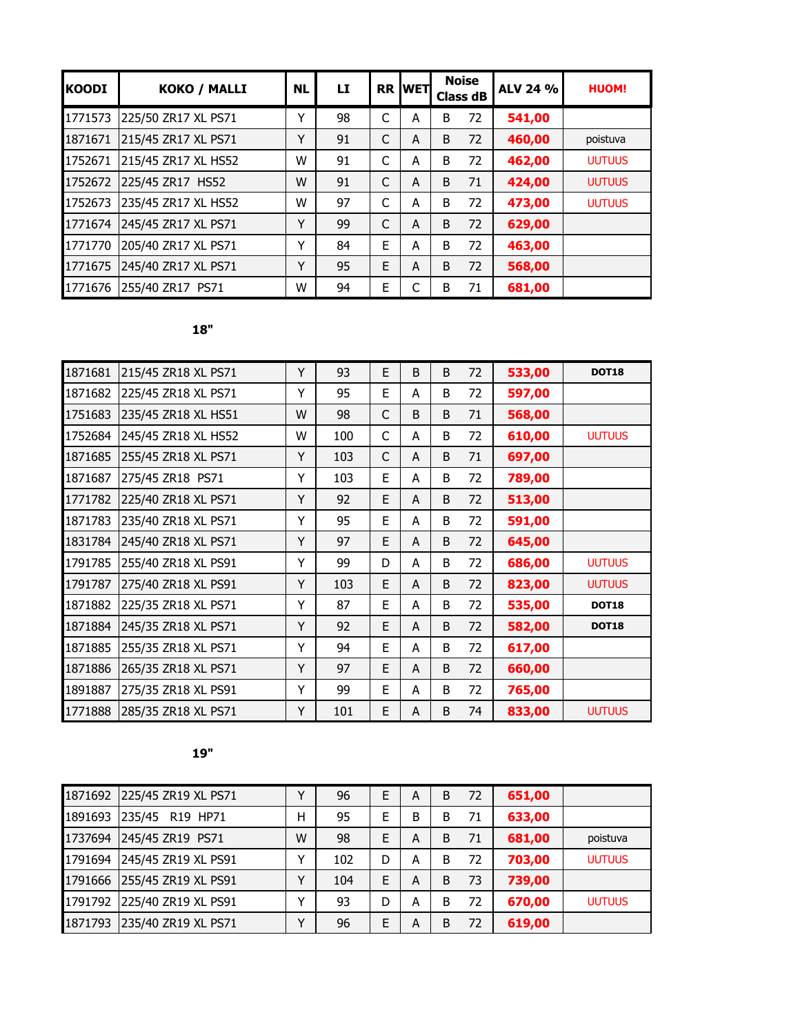| KOODI | KOKO / MALLI | NL | LI | RR | WET | Noise Class dB | | ALV 24 % | HUOM! |
|---|---|---|---|---|---|---|---|---|---|
| 1771573 | 225/50 ZR17 XL PS71 | Y | 98 | C | A | B | 72 | **541,00** | |
| 1871671 | 215/45 ZR17 XL PS71 | Y | 91 | C | A | B | 72 | **460,00** | poistuva |
| 1752671 | 215/45 ZR17 XL HS52 | W | 91 | C | A | B | 72 | **462,00** | UUTUUS |
| 1752672 | 225/45 ZR17 HS52 | W | 91 | C | A | B | 71 | **424,00** | UUTUUS |
| 1752673 | 235/45 ZR17 XL HS52 | W | 97 | C | A | B | 72 | **473,00** | UUTUUS |
| 1771674 | 245/45 ZR17 XL PS71 | Y | 99 | C | A | B | 72 | **629,00** | |
| 1771770 | 205/40 ZR17 XL PS71 | Y | 84 | E | A | B | 72 | **463,00** | |
| 1771675 | 245/40 ZR17 XL PS71 | Y | 95 | E | A | B | 72 | **568,00** | |
| 1771676 | 255/40 ZR17 PS71 | W | 94 | E | C | B | 71 | **681,00** | |

**18"**

| KOODI | KOKO / MALLI | NL | LI | RR | WET | Noise Class dB | | ALV 24 % | HUOM! |
|---|---|---|---|---|---|---|---|---|---|
| 1871681 | 215/45 ZR18 XL PS71 | Y | 93 | E | B | B | 72 | **533,00** | **DOT18** |
| 1871682 | 225/45 ZR18 XL PS71 | Y | 95 | E | A | B | 72 | **597,00** | |
| 1751683 | 235/45 ZR18 XL HS51 | W | 98 | C | B | B | 71 | **568,00** | |
| 1752684 | 245/45 ZR18 XL HS52 | W | 100 | C | A | B | 72 | **610,00** | UUTUUS |
| 1871685 | 255/45 ZR18 XL PS71 | Y | 103 | C | A | B | 71 | **697,00** | |
| 1871687 | 275/45 ZR18 PS71 | Y | 103 | E | A | B | 72 | **789,00** | |
| 1771782 | 225/40 ZR18 XL PS71 | Y | 92 | E | A | B | 72 | **513,00** | |
| 1871783 | 235/40 ZR18 XL PS71 | Y | 95 | E | A | B | 72 | **591,00** | |
| 1831784 | 245/40 ZR18 XL PS71 | Y | 97 | E | A | B | 72 | **645,00** | |
| 1791785 | 255/40 ZR18 XL PS91 | Y | 99 | D | A | B | 72 | **686,00** | UUTUUS |
| 1791787 | 275/40 ZR18 XL PS91 | Y | 103 | E | A | B | 72 | **823,00** | UUTUUS |
| 1871882 | 225/35 ZR18 XL PS71 | Y | 87 | E | A | B | 72 | **535,00** | **DOT18** |
| 1871884 | 245/35 ZR18 XL PS71 | Y | 92 | E | A | B | 72 | **582,00** | **DOT18** |
| 1871885 | 255/35 ZR18 XL PS71 | Y | 94 | E | A | B | 72 | **617,00** | |
| 1871886 | 265/35 ZR18 XL PS71 | Y | 97 | E | A | B | 72 | **660,00** | |
| 1891887 | 275/35 ZR18 XL PS91 | Y | 99 | E | A | B | 72 | **765,00** | |
| 1771888 | 285/35 ZR18 XL PS71 | Y | 101 | E | A | B | 74 | **833,00** | UUTUUS |

**19"**

| KOODI | KOKO / MALLI | NL | LI | RR | WET | Noise Class dB | | ALV 24 % | HUOM! |
|---|---|---|---|---|---|---|---|---|---|
| 1871692 | 225/45 ZR19 XL PS71 | Y | 96 | E | A | B | 72 | **651,00** | |
| 1891693 | 235/45 R19 HP71 | H | 95 | E | B | B | 71 | **633,00** | |
| 1737694 | 245/45 ZR19 PS71 | W | 98 | E | A | B | 71 | **681,00** | poistuva |
| 1791694 | 245/45 ZR19 XL PS91 | Y | 102 | D | A | B | 72 | **703,00** | UUTUUS |
| 1791666 | 255/45 ZR19 XL PS91 | Y | 104 | E | A | B | 73 | **739,00** | |
| 1791792 | 225/40 ZR19 XL PS91 | Y | 93 | D | A | B | 72 | **670,00** | UUTUUS |
| 1871793 | 235/40 ZR19 XL PS71 | Y | 96 | E | A | B | 72 | **619,00** | |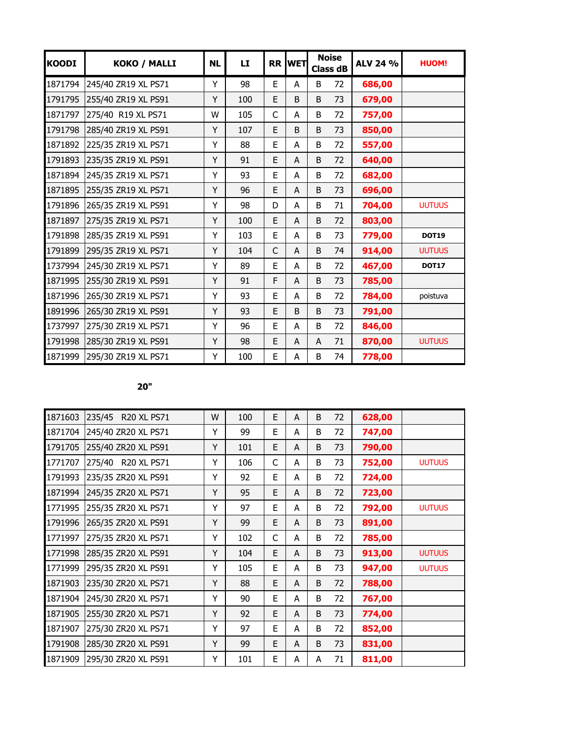| KOODI | KOKO / MALLI | NL | LI | RR | WET | Noise Class dB | | ALV 24 % | HUOM! |
|---|---|---|---|---|---|---|---|---|---|
| 1871794 | 245/40 ZR19 XL PS71 | Y | 98 | E | A | B | 72 | 686,00 | |
| 1791795 | 255/40 ZR19 XL PS91 | Y | 100 | E | B | B | 73 | 679,00 | |
| 1871797 | 275/40 R19 XL PS71 | W | 105 | C | A | B | 72 | 757,00 | |
| 1791798 | 285/40 ZR19 XL PS91 | Y | 107 | E | B | B | 73 | 850,00 | |
| 1871892 | 225/35 ZR19 XL PS71 | Y | 88 | E | A | B | 72 | 557,00 | |
| 1791893 | 235/35 ZR19 XL PS91 | Y | 91 | E | A | B | 72 | 640,00 | |
| 1871894 | 245/35 ZR19 XL PS71 | Y | 93 | E | A | B | 72 | 682,00 | |
| 1871895 | 255/35 ZR19 XL PS71 | Y | 96 | E | A | B | 73 | 696,00 | |
| 1791896 | 265/35 ZR19 XL PS91 | Y | 98 | D | A | B | 71 | 704,00 | UUTUUS |
| 1871897 | 275/35 ZR19 XL PS71 | Y | 100 | E | A | B | 72 | 803,00 | |
| 1791898 | 285/35 ZR19 XL PS91 | Y | 103 | E | A | B | 73 | 779,00 | DOT19 |
| 1791899 | 295/35 ZR19 XL PS71 | Y | 104 | C | A | B | 74 | 914,00 | UUTUUS |
| 1737994 | 245/30 ZR19 XL PS71 | Y | 89 | E | A | B | 72 | 467,00 | DOT17 |
| 1871995 | 255/30 ZR19 XL PS91 | Y | 91 | F | A | B | 73 | 785,00 | |
| 1871996 | 265/30 ZR19 XL PS71 | Y | 93 | E | A | B | 72 | 784,00 | poistuva |
| 1891996 | 265/30 ZR19 XL PS91 | Y | 93 | E | B | B | 73 | 791,00 | |
| 1737997 | 275/30 ZR19 XL PS71 | Y | 96 | E | A | B | 72 | 846,00 | |
| 1791998 | 285/30 ZR19 XL PS91 | Y | 98 | E | A | A | 71 | 870,00 | UUTUUS |
| 1871999 | 295/30 ZR19 XL PS71 | Y | 100 | E | A | B | 74 | 778,00 | |

**20"**

| KOODI | KOKO / MALLI | NL | LI | RR | WET | Noise Class dB | | ALV 24 % | HUOM! |
|---|---|---|---|---|---|---|---|---|---|
| 1871603 | 235/45 R20 XL PS71 | W | 100 | E | A | B | 72 | 628,00 | |
| 1871704 | 245/40 ZR20 XL PS71 | Y | 99 | E | A | B | 72 | 747,00 | |
| 1791705 | 255/40 ZR20 XL PS91 | Y | 101 | E | A | B | 73 | 790,00 | |
| 1771707 | 275/40 R20 XL PS71 | Y | 106 | C | A | B | 73 | 752,00 | UUTUUS |
| 1791993 | 235/35 ZR20 XL PS91 | Y | 92 | E | A | B | 72 | 724,00 | |
| 1871994 | 245/35 ZR20 XL PS71 | Y | 95 | E | A | B | 72 | 723,00 | |
| 1771995 | 255/35 ZR20 XL PS71 | Y | 97 | E | A | B | 72 | 792,00 | UUTUUS |
| 1791996 | 265/35 ZR20 XL PS91 | Y | 99 | E | A | B | 73 | 891,00 | |
| 1771997 | 275/35 ZR20 XL PS71 | Y | 102 | C | A | B | 72 | 785,00 | |
| 1771998 | 285/35 ZR20 XL PS91 | Y | 104 | E | A | B | 73 | 913,00 | UUTUUS |
| 1771999 | 295/35 ZR20 XL PS91 | Y | 105 | E | A | B | 73 | 947,00 | UUTUUS |
| 1871903 | 235/30 ZR20 XL PS71 | Y | 88 | E | A | B | 72 | 788,00 | |
| 1871904 | 245/30 ZR20 XL PS71 | Y | 90 | E | A | B | 72 | 767,00 | |
| 1871905 | 255/30 ZR20 XL PS71 | Y | 92 | E | A | B | 73 | 774,00 | |
| 1871907 | 275/30 ZR20 XL PS71 | Y | 97 | E | A | B | 72 | 852,00 | |
| 1791908 | 285/30 ZR20 XL PS91 | Y | 99 | E | A | B | 73 | 831,00 | |
| 1871909 | 295/30 ZR20 XL PS91 | Y | 101 | E | A | A | 71 | 811,00 | |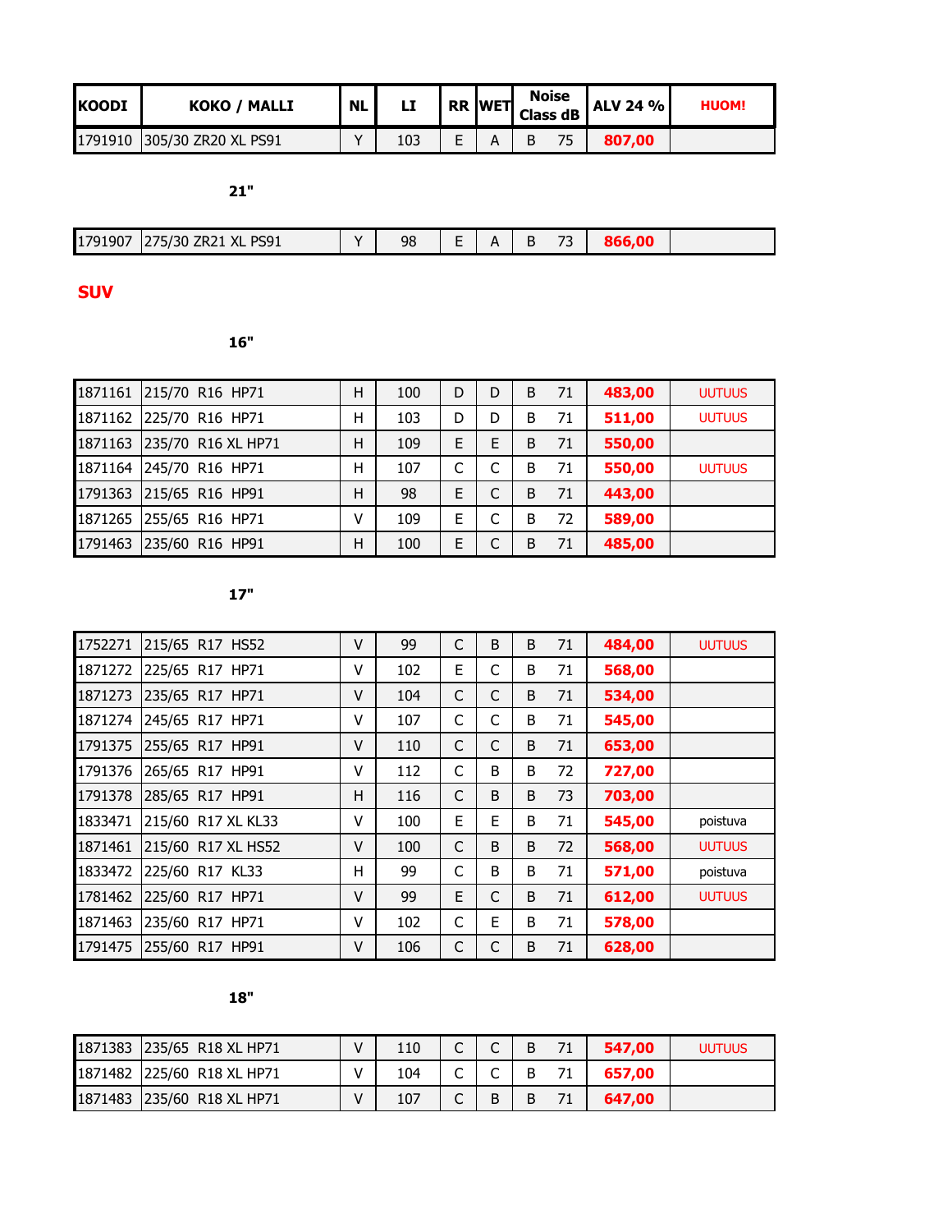| KOODI | KOKO / MALLI | NL | LI | RR | WET | Noise Class dB | | ALV 24 % | HUOM! |
|---|---|---|---|---|---|---|---|---|---|
| 1791910 | 305/30 ZR20 XL PS91 | Y | 103 | E | A | B | 75 | 807,00 | |

**21"**

| KOODI | KOKO / MALLI | NL | LI | RR | WET | Noise Class dB | | ALV 24 % | HUOM! |
|---|---|---|---|---|---|---|---|---|---|
| 1791907 | 275/30 ZR21 XL PS91 | Y | 98 | E | A | B | 73 | 866,00 | |

## SUV

**16"**

| KOODI | KOKO / MALLI | NL | LI | RR | WET | Noise Class dB | | ALV 24 % | HUOM! |
|---|---|---|---|---|---|---|---|---|---|
| 1871161 | 215/70 R16 HP71 | H | 100 | D | D | B | 71 | 483,00 | UUTUUS |
| 1871162 | 225/70 R16 HP71 | H | 103 | D | D | B | 71 | 511,00 | UUTUUS |
| 1871163 | 235/70 R16 XL HP71 | H | 109 | E | E | B | 71 | 550,00 | |
| 1871164 | 245/70 R16 HP71 | H | 107 | C | C | B | 71 | 550,00 | UUTUUS |
| 1791363 | 215/65 R16 HP91 | H | 98 | E | C | B | 71 | 443,00 | |
| 1871265 | 255/65 R16 HP71 | V | 109 | E | C | B | 72 | 589,00 | |
| 1791463 | 235/60 R16 HP91 | H | 100 | E | C | B | 71 | 485,00 | |

**17"**

| KOODI | KOKO / MALLI | NL | LI | RR | WET | Noise Class dB | | ALV 24 % | HUOM! |
|---|---|---|---|---|---|---|---|---|---|
| 1752271 | 215/65 R17 HS52 | V | 99 | C | B | B | 71 | 484,00 | UUTUUS |
| 1871272 | 225/65 R17 HP71 | V | 102 | E | C | B | 71 | 568,00 | |
| 1871273 | 235/65 R17 HP71 | V | 104 | C | C | B | 71 | 534,00 | |
| 1871274 | 245/65 R17 HP71 | V | 107 | C | C | B | 71 | 545,00 | |
| 1791375 | 255/65 R17 HP91 | V | 110 | C | C | B | 71 | 653,00 | |
| 1791376 | 265/65 R17 HP91 | V | 112 | C | B | B | 72 | 727,00 | |
| 1791378 | 285/65 R17 HP91 | H | 116 | C | B | B | 73 | 703,00 | |
| 1833471 | 215/60 R17 XL KL33 | V | 100 | E | E | B | 71 | 545,00 | poistuva |
| 1871461 | 215/60 R17 XL HS52 | V | 100 | C | B | B | 72 | 568,00 | UUTUUS |
| 1833472 | 225/60 R17 KL33 | H | 99 | C | B | B | 71 | 571,00 | poistuva |
| 1781462 | 225/60 R17 HP71 | V | 99 | E | C | B | 71 | 612,00 | UUTUUS |
| 1871463 | 235/60 R17 HP71 | V | 102 | C | E | B | 71 | 578,00 | |
| 1791475 | 255/60 R17 HP91 | V | 106 | C | C | B | 71 | 628,00 | |

**18"**

| KOODI | KOKO / MALLI | NL | LI | RR | WET | Noise Class dB | | ALV 24 % | HUOM! |
|---|---|---|---|---|---|---|---|---|---|
| 1871383 | 235/65 R18 XL HP71 | V | 110 | C | C | B | 71 | 547,00 | UUTUUS |
| 1871482 | 225/60 R18 XL HP71 | V | 104 | C | C | B | 71 | 657,00 | |
| 1871483 | 235/60 R18 XL HP71 | V | 107 | C | B | B | 71 | 647,00 | |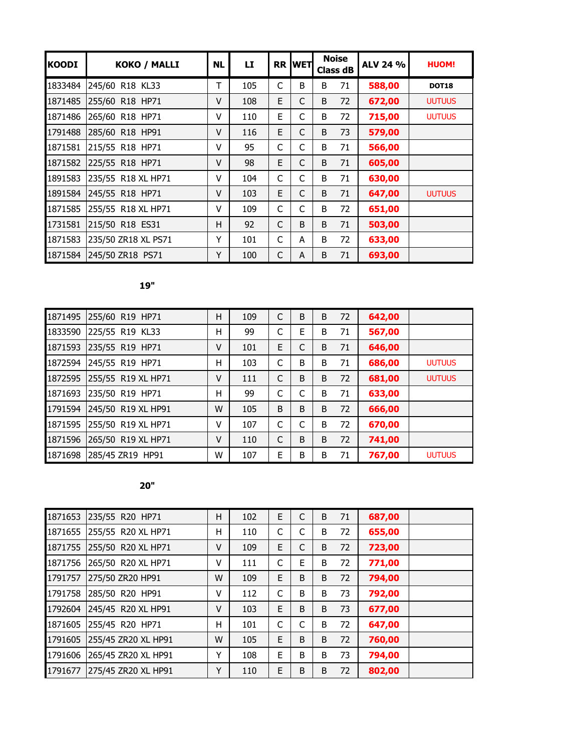| KOODI | KOKO / MALLI | NL | LI | RR | WET | Noise Class dB | | ALV 24 % | HUOM! |
|---|---|---|---|---|---|---|---|---|---|
| 1833484 | 245/60 R18 KL33 | T | 105 | C | B | B | 71 | 588,00 | DOT18 |
| 1871485 | 255/60 R18 HP71 | V | 108 | E | C | B | 72 | 672,00 | UUTUUS |
| 1871486 | 265/60 R18 HP71 | V | 110 | E | C | B | 72 | 715,00 | UUTUUS |
| 1791488 | 285/60 R18 HP91 | V | 116 | E | C | B | 73 | 579,00 | |
| 1871581 | 215/55 R18 HP71 | V | 95 | C | C | B | 71 | 566,00 | |
| 1871582 | 225/55 R18 HP71 | V | 98 | E | C | B | 71 | 605,00 | |
| 1891583 | 235/55 R18 XL HP71 | V | 104 | C | C | B | 71 | 630,00 | |
| 1891584 | 245/55 R18 HP71 | V | 103 | E | C | B | 71 | 647,00 | UUTUUS |
| 1871585 | 255/55 R18 XL HP71 | V | 109 | C | C | B | 72 | 651,00 | |
| 1731581 | 215/50 R18 ES31 | H | 92 | C | B | B | 71 | 503,00 | |
| 1871583 | 235/50 ZR18 XL PS71 | Y | 101 | C | A | B | 72 | 633,00 | |
| 1871584 | 245/50 ZR18 PS71 | Y | 100 | C | A | B | 71 | 693,00 | |

**19"**

| KOODI | KOKO / MALLI | NL | LI | RR | WET | Noise Class dB | | ALV 24 % | HUOM! |
|---|---|---|---|---|---|---|---|---|---|
| 1871495 | 255/60 R19 HP71 | H | 109 | C | B | B | 72 | 642,00 | |
| 1833590 | 225/55 R19 KL33 | H | 99 | C | E | B | 71 | 567,00 | |
| 1871593 | 235/55 R19 HP71 | V | 101 | E | C | B | 71 | 646,00 | |
| 1872594 | 245/55 R19 HP71 | H | 103 | C | B | B | 71 | 686,00 | UUTUUS |
| 1872595 | 255/55 R19 XL HP71 | V | 111 | C | B | B | 72 | 681,00 | UUTUUS |
| 1871693 | 235/50 R19 HP71 | H | 99 | C | C | B | 71 | 633,00 | |
| 1791594 | 245/50 R19 XL HP91 | W | 105 | B | B | B | 72 | 666,00 | |
| 1871595 | 255/50 R19 XL HP71 | V | 107 | C | C | B | 72 | 670,00 | |
| 1871596 | 265/50 R19 XL HP71 | V | 110 | C | B | B | 72 | 741,00 | |
| 1871698 | 285/45 ZR19 HP91 | W | 107 | E | B | B | 71 | 767,00 | UUTUUS |

**20"**

| KOODI | KOKO / MALLI | NL | LI | RR | WET | Noise Class dB | | ALV 24 % | HUOM! |
|---|---|---|---|---|---|---|---|---|---|
| 1871653 | 235/55 R20 HP71 | H | 102 | E | C | B | 71 | 687,00 | |
| 1871655 | 255/55 R20 XL HP71 | H | 110 | C | C | B | 72 | 655,00 | |
| 1871755 | 255/50 R20 XL HP71 | V | 109 | E | C | B | 72 | 723,00 | |
| 1871756 | 265/50 R20 XL HP71 | V | 111 | C | E | B | 72 | 771,00 | |
| 1791757 | 275/50 ZR20 HP91 | W | 109 | E | B | B | 72 | 794,00 | |
| 1791758 | 285/50 R20 HP91 | V | 112 | C | B | B | 73 | 792,00 | |
| 1792604 | 245/45 R20 XL HP91 | V | 103 | E | B | B | 73 | 677,00 | |
| 1871605 | 255/45 R20 HP71 | H | 101 | C | C | B | 72 | 647,00 | |
| 1791605 | 255/45 ZR20 XL HP91 | W | 105 | E | B | B | 72 | 760,00 | |
| 1791606 | 265/45 ZR20 XL HP91 | Y | 108 | E | B | B | 73 | 794,00 | |
| 1791677 | 275/45 ZR20 XL HP91 | Y | 110 | E | B | B | 72 | 802,00 | |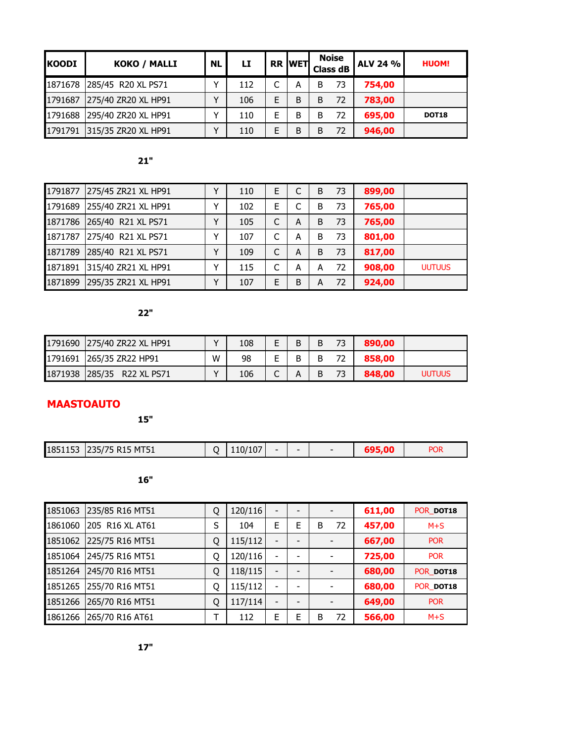| KOODI | KOKO / MALLI | NL | LI | RR | WET | Noise Class dB | | ALV 24 % | HUOM! |
|---|---|---|---|---|---|---|---|---|---|
| 1871678 | 285/45 R20 XL PS71 | Y | 112 | C | A | B | 73 | 754,00 | |
| 1791687 | 275/40 ZR20 XL HP91 | Y | 106 | E | B | B | 72 | 783,00 | |
| 1791688 | 295/40 ZR20 XL HP91 | Y | 110 | E | B | B | 72 | 695,00 | DOT18 |
| 1791791 | 315/35 ZR20 XL HP91 | Y | 110 | E | B | B | 72 | 946,00 | |

**21"**

| KOODI | KOKO / MALLI | NL | LI | RR | WET | Noise Class dB | | ALV 24 % | HUOM! |
|---|---|---|---|---|---|---|---|---|---|
| 1791877 | 275/45 ZR21 XL HP91 | Y | 110 | E | C | B | 73 | 899,00 | |
| 1791689 | 255/40 ZR21 XL HP91 | Y | 102 | E | C | B | 73 | 765,00 | |
| 1871786 | 265/40 R21 XL PS71 | Y | 105 | C | A | B | 73 | 765,00 | |
| 1871787 | 275/40 R21 XL PS71 | Y | 107 | C | A | B | 73 | 801,00 | |
| 1871789 | 285/40 R21 XL PS71 | Y | 109 | C | A | B | 73 | 817,00 | |
| 1871891 | 315/40 ZR21 XL HP91 | Y | 115 | C | A | A | 72 | 908,00 | UUTUUS |
| 1871899 | 295/35 ZR21 XL HP91 | Y | 107 | E | B | A | 72 | 924,00 | |

**22"**

| KOODI | KOKO / MALLI | NL | LI | RR | WET | Noise Class dB | | ALV 24 % | HUOM! |
|---|---|---|---|---|---|---|---|---|---|
| 1791690 | 275/40 ZR22 XL HP91 | Y | 108 | E | B | B | 73 | 890,00 | |
| 1791691 | 265/35 ZR22 HP91 | W | 98 | E | B | B | 72 | 858,00 | |
| 1871938 | 285/35 R22 XL PS71 | Y | 106 | C | A | B | 73 | 848,00 | UUTUUS |

## MAASTOAUTO

**15"**

| KOODI | KOKO / MALLI | NL | LI | RR | WET | Noise Class dB | | ALV 24 % | HUOM! |
|---|---|---|---|---|---|---|---|---|---|
| 1851153 | 235/75 R15 MT51 | Q | 110/107 | - | - | - | | 695,00 | POR |

**16"**

| KOODI | KOKO / MALLI | NL | LI | RR | WET | Noise Class dB | | ALV 24 % | HUOM! |
|---|---|---|---|---|---|---|---|---|---|
| 1851063 | 235/85 R16 MT51 | Q | 120/116 | - | - | - | | 611,00 | POR_DOT18 |
| 1861060 | 205 R16 XL AT61 | S | 104 | E | E | B | 72 | 457,00 | M+S |
| 1851062 | 225/75 R16 MT51 | Q | 115/112 | - | - | - | | 667,00 | POR |
| 1851064 | 245/75 R16 MT51 | Q | 120/116 | - | - | - | | 725,00 | POR |
| 1851264 | 245/70 R16 MT51 | Q | 118/115 | - | - | - | | 680,00 | POR_DOT18 |
| 1851265 | 255/70 R16 MT51 | Q | 115/112 | - | - | - | | 680,00 | POR_DOT18 |
| 1851266 | 265/70 R16 MT51 | Q | 117/114 | - | - | - | | 649,00 | POR |
| 1861266 | 265/70 R16 AT61 | T | 112 | E | E | B | 72 | 566,00 | M+S |

**17"**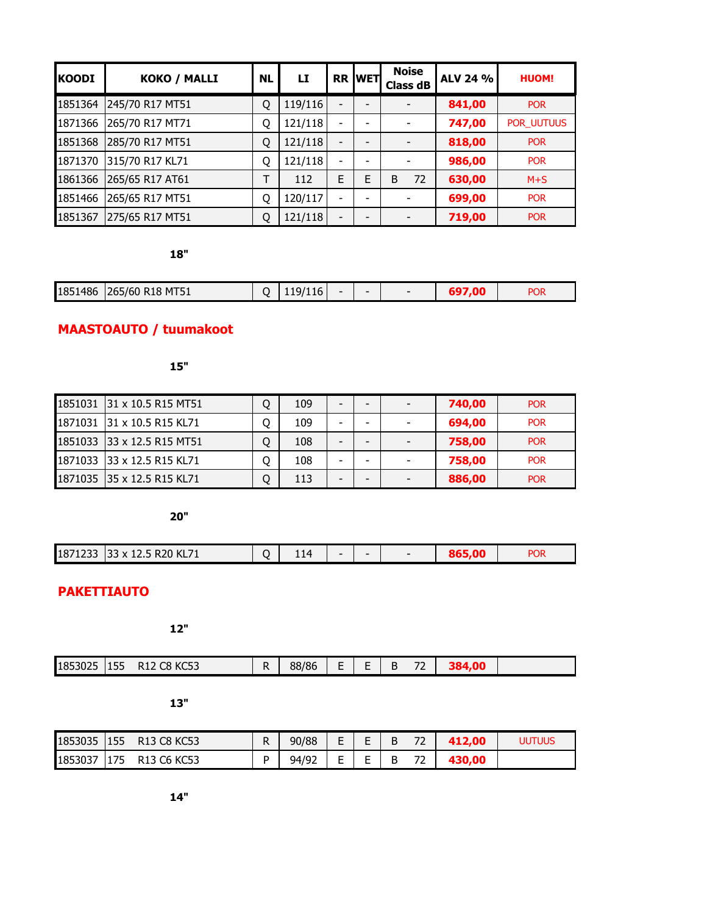| KOODI | KOKO / MALLI | NL | LI | RR | WET | Noise Class dB | ALV 24 % | HUOM! |
|---|---|---|---|---|---|---|---|---|
| 1851364 | 245/70 R17 MT51 | Q | 119/116 | - | - | - | **841,00** | POR |
| 1871366 | 265/70 R17 MT71 | Q | 121/118 | - | - | - | **747,00** | POR_UUTUUS |
| 1851368 | 285/70 R17 MT51 | Q | 121/118 | - | - | - | **818,00** | POR |
| 1871370 | 315/70 R17 KL71 | Q | 121/118 | - | - | - | **986,00** | POR |
| 1861366 | 265/65 R17 AT61 | T | 112 | E | E | B 72 | **630,00** | M+S |
| 1851466 | 265/65 R17 MT51 | Q | 120/117 | - | - | - | **699,00** | POR |
| 1851367 | 275/65 R17 MT51 | Q | 121/118 | - | - | - | **719,00** | POR |

**18"**

| KOODI | KOKO / MALLI | NL | LI | RR | WET | Noise Class dB | ALV 24 % | HUOM! |
|---|---|---|---|---|---|---|---|---|
| 1851486 | 265/60 R18 MT51 | Q | 119/116 | - | - | - | **697,00** | POR |

## MAASTOAUTO / tuumakoot

**15"**

| KOODI | KOKO / MALLI | NL | LI | RR | WET | Noise Class dB | ALV 24 % | HUOM! |
|---|---|---|---|---|---|---|---|---|
| 1851031 | 31 x 10.5 R15 MT51 | Q | 109 | - | - | - | **740,00** | POR |
| 1871031 | 31 x 10.5 R15 KL71 | Q | 109 | - | - | - | **694,00** | POR |
| 1851033 | 33 x 12.5 R15 MT51 | Q | 108 | - | - | - | **758,00** | POR |
| 1871033 | 33 x 12.5 R15 KL71 | Q | 108 | - | - | - | **758,00** | POR |
| 1871035 | 35 x 12.5 R15 KL71 | Q | 113 | - | - | - | **886,00** | POR |

**20"**

| KOODI | KOKO / MALLI | NL | LI | RR | WET | Noise Class dB | ALV 24 % | HUOM! |
|---|---|---|---|---|---|---|---|---|
| 1871233 | 33 x 12.5 R20 KL71 | Q | 114 | - | - | - | **865,00** | POR |

## PAKETTIAUTO

**12"**

| KOODI | KOKO / MALLI | NL | LI | RR | WET | Noise Class dB | ALV 24 % | HUOM! |
|---|---|---|---|---|---|---|---|---|
| 1853025 | 155 R12 C8 KC53 | R | 88/86 | E | E | B 72 | **384,00** | |

**13"**

| KOODI | KOKO / MALLI | NL | LI | RR | WET | Noise Class dB | ALV 24 % | HUOM! |
|---|---|---|---|---|---|---|---|---|
| 1853035 | 155 R13 C8 KC53 | R | 90/88 | E | E | B 72 | **412,00** | UUTUUS |
| 1853037 | 175 R13 C6 KC53 | P | 94/92 | E | E | B 72 | **430,00** | |

**14"**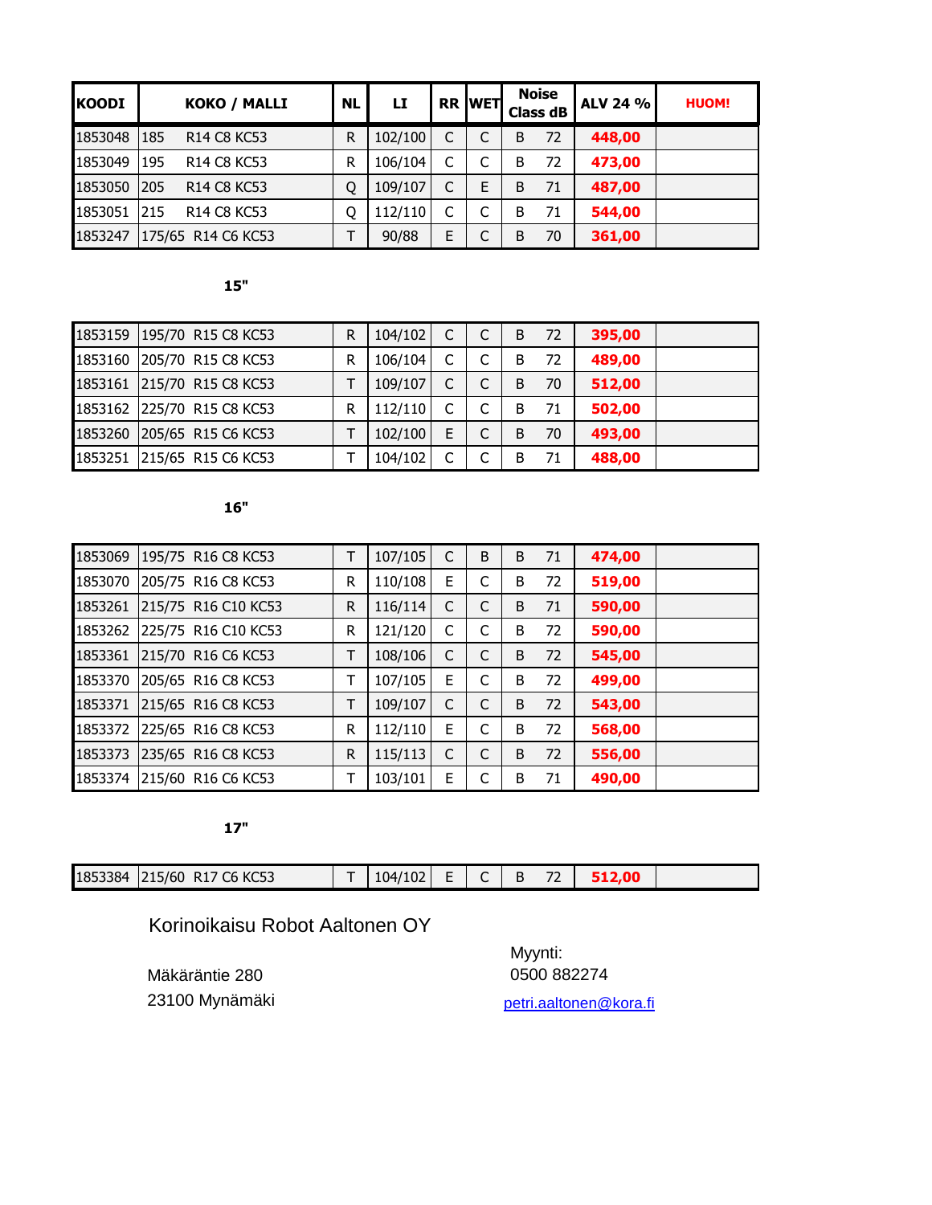| KOODI | KOKO / MALLI | NL | LI | RR | WET | Noise Class dB | ALV 24 % | HUOM! |
|---|---|---|---|---|---|---|---|---|
| 1853048 | 185 R14 C8 KC53 | R | 102/100 | C | C | B 72 | 448,00 | |
| 1853049 | 195 R14 C8 KC53 | R | 106/104 | C | C | B 72 | 473,00 | |
| 1853050 | 205 R14 C8 KC53 | Q | 109/107 | C | E | B 71 | 487,00 | |
| 1853051 | 215 R14 C8 KC53 | Q | 112/110 | C | C | B 71 | 544,00 | |
| 1853247 | 175/65 R14 C6 KC53 | T | 90/88 | E | C | B 70 | 361,00 | |

**15"**

| | | | | | | | | |
|---|---|---|---|---|---|---|---|---|
| 1853159 | 195/70 R15 C8 KC53 | R | 104/102 | C | C | B 72 | 395,00 | |
| 1853160 | 205/70 R15 C8 KC53 | R | 106/104 | C | C | B 72 | 489,00 | |
| 1853161 | 215/70 R15 C8 KC53 | T | 109/107 | C | C | B 70 | 512,00 | |
| 1853162 | 225/70 R15 C8 KC53 | R | 112/110 | C | C | B 71 | 502,00 | |
| 1853260 | 205/65 R15 C6 KC53 | T | 102/100 | E | C | B 70 | 493,00 | |
| 1853251 | 215/65 R15 C6 KC53 | T | 104/102 | C | C | B 71 | 488,00 | |

**16"**

| | | | | | | | | |
|---|---|---|---|---|---|---|---|---|
| 1853069 | 195/75 R16 C8 KC53 | T | 107/105 | C | B | B 71 | 474,00 | |
| 1853070 | 205/75 R16 C8 KC53 | R | 110/108 | E | C | B 72 | 519,00 | |
| 1853261 | 215/75 R16 C10 KC53 | R | 116/114 | C | C | B 71 | 590,00 | |
| 1853262 | 225/75 R16 C10 KC53 | R | 121/120 | C | C | B 72 | 590,00 | |
| 1853361 | 215/70 R16 C6 KC53 | T | 108/106 | C | C | B 72 | 545,00 | |
| 1853370 | 205/65 R16 C8 KC53 | T | 107/105 | E | C | B 72 | 499,00 | |
| 1853371 | 215/65 R16 C8 KC53 | T | 109/107 | C | C | B 72 | 543,00 | |
| 1853372 | 225/65 R16 C8 KC53 | R | 112/110 | E | C | B 72 | 568,00 | |
| 1853373 | 235/65 R16 C8 KC53 | R | 115/113 | C | C | B 72 | 556,00 | |
| 1853374 | 215/60 R16 C6 KC53 | T | 103/101 | E | C | B 71 | 490,00 | |

**17"**

| | | | | | | | | |
|---|---|---|---|---|---|---|---|---|
| 1853384 | 215/60 R17 C6 KC53 | T | 104/102 | E | C | B 72 | 512,00 | |

Korinoikaisu Robot Aaltonen OY

Mäkäräntie 280
23100 Mynämäki

Myynti:
0500 882274
petri.aaltonen@kora.fi